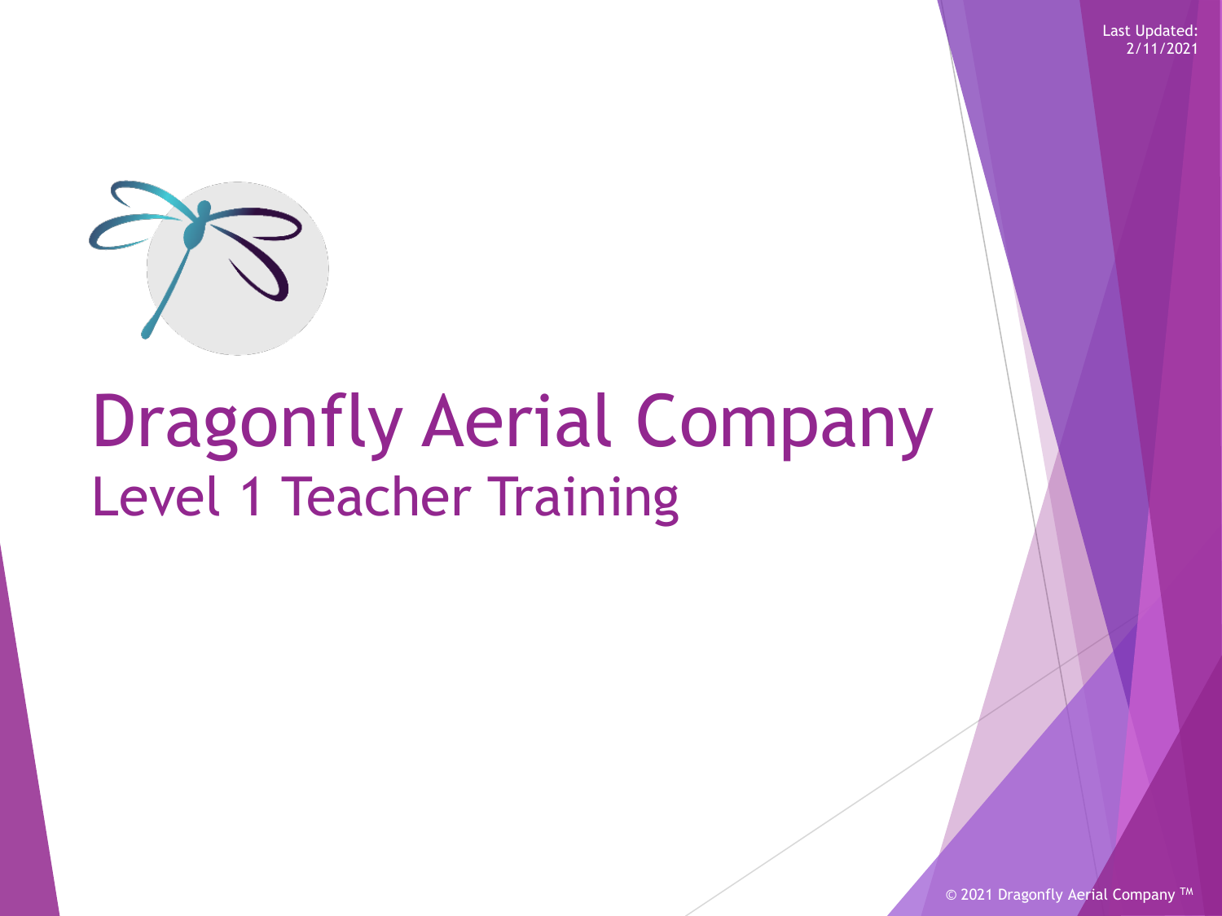Last Updated: 2/11/2021

# Dragonfly Aerial Company

## Level 1 Teacher Training

© 2021 Dragonfly Aerial Company ™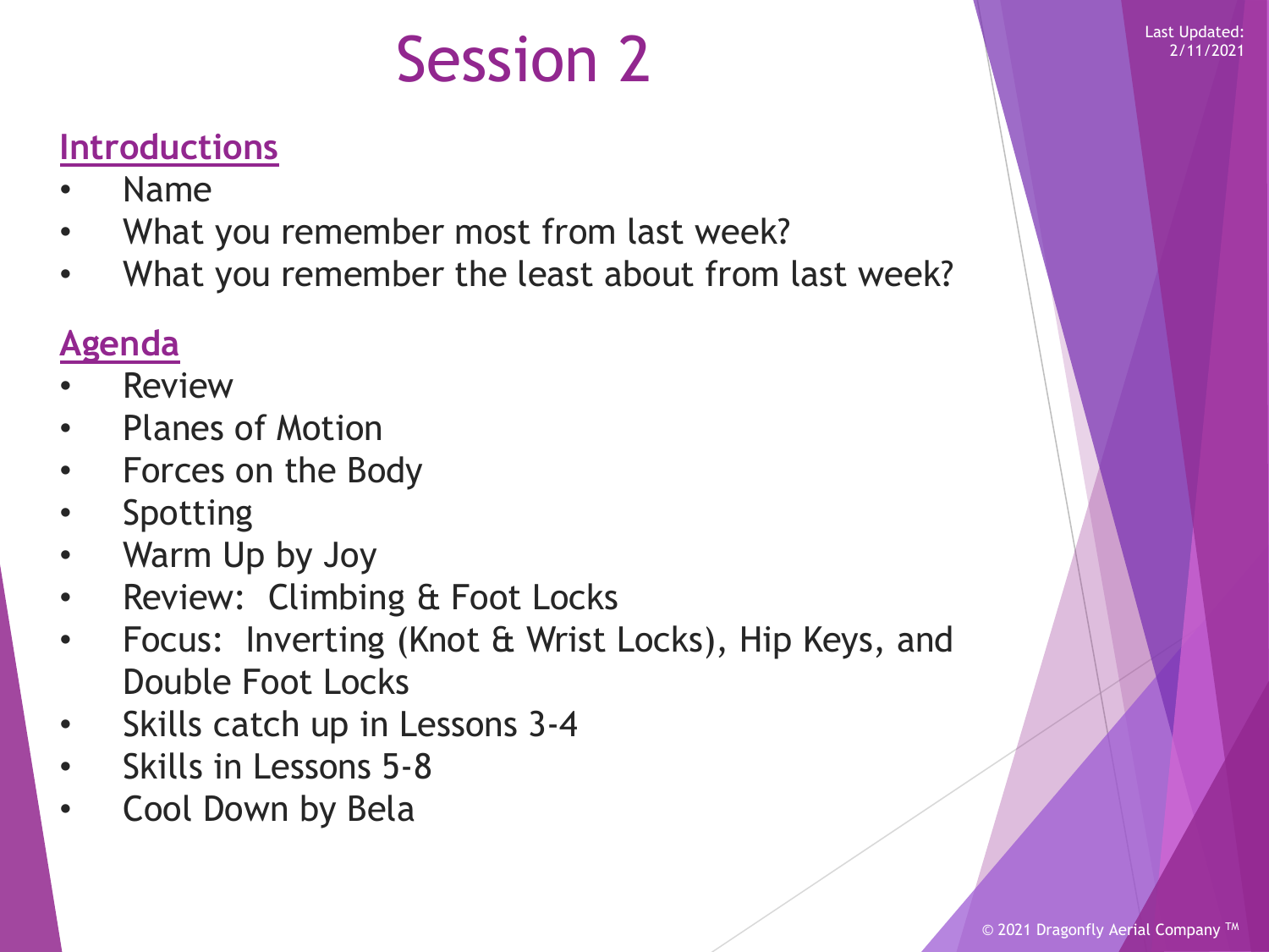# Session 2

Last Updated: 2/11/2021

## Introductions

- Name
- What you remember most from last week?
- What you remember the least about from last week?

## Agenda

- Review
- Planes of Motion
- Forces on the Body
- Spotting
- Warm Up by Joy
- Review: Climbing & Foot Locks
- Focus: Inverting (Knot & Wrist Locks), Hip Keys, and Double Foot Locks
- Skills catch up in Lessons 3-4
- Skills in Lessons 5-8
- Cool Down by Bela

© 2021 Dragonfly Aerial Company ™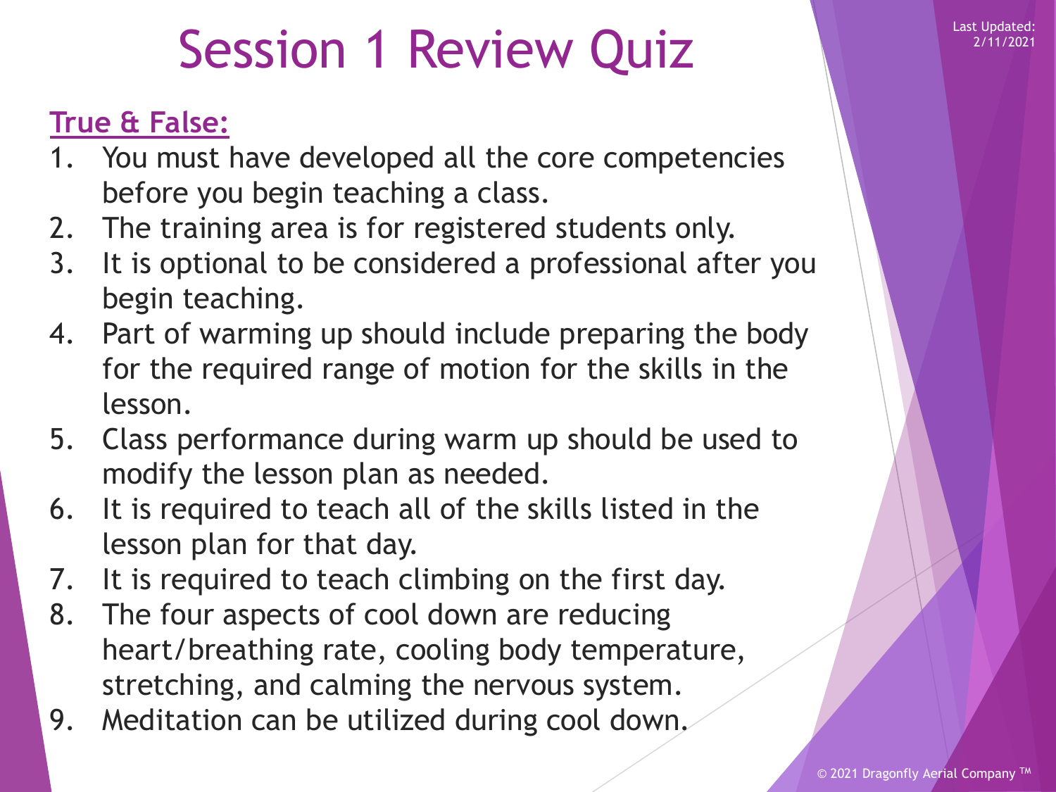# Session 1 Review Quiz

**True & False:**

1. You must have developed all the core competencies before you begin teaching a class.
2. The training area is for registered students only.
3. It is optional to be considered a professional after you begin teaching.
4. Part of warming up should include preparing the body for the required range of motion for the skills in the lesson.
5. Class performance during warm up should be used to modify the lesson plan as needed.
6. It is required to teach all of the skills listed in the lesson plan for that day.
7. It is required to teach climbing on the first day.
8. The four aspects of cool down are reducing heart/breathing rate, cooling body temperature, stretching, and calming the nervous system.
9. Meditation can be utilized during cool down.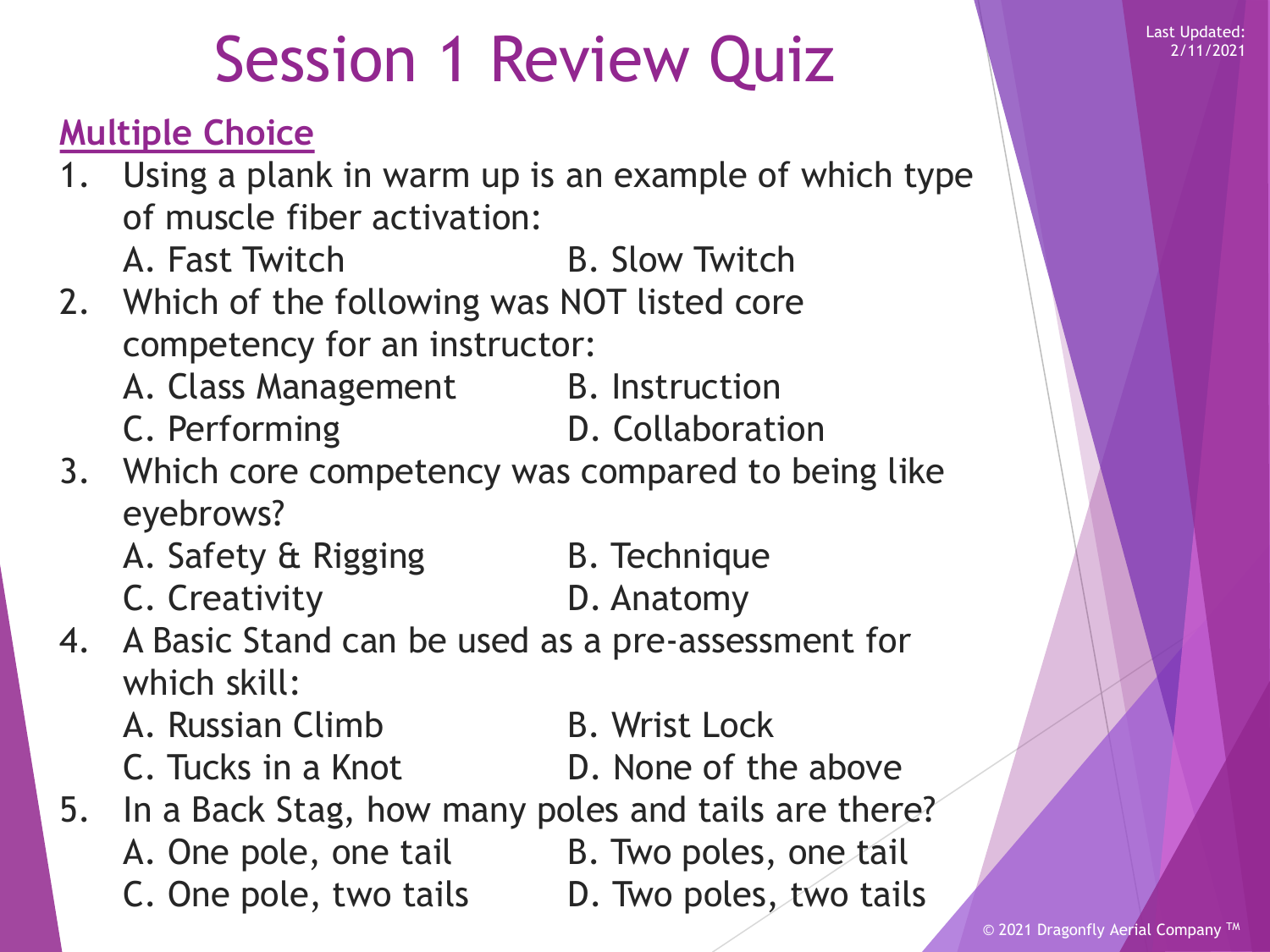# Session 1 Review Quiz

Last Updated: 2/11/2021

## Multiple Choice

1. Using a plank in warm up is an example of which type of muscle fiber activation:
   A. Fast Twitch
   B. Slow Twitch
2. Which of the following was NOT listed core competency for an instructor:
   A. Class Management
   B. Instruction
   C. Performing
   D. Collaboration
3. Which core competency was compared to being like eyebrows?
   A. Safety & Rigging
   B. Technique
   C. Creativity
   D. Anatomy
4. A Basic Stand can be used as a pre-assessment for which skill:
   A. Russian Climb
   B. Wrist Lock
   C. Tucks in a Knot
   D. None of the above
5. In a Back Stag, how many poles and tails are there?
   A. One pole, one tail
   B. Two poles, one tail
   C. One pole, two tails
   D. Two poles, two tails

© 2021 Dragonfly Aerial Company ™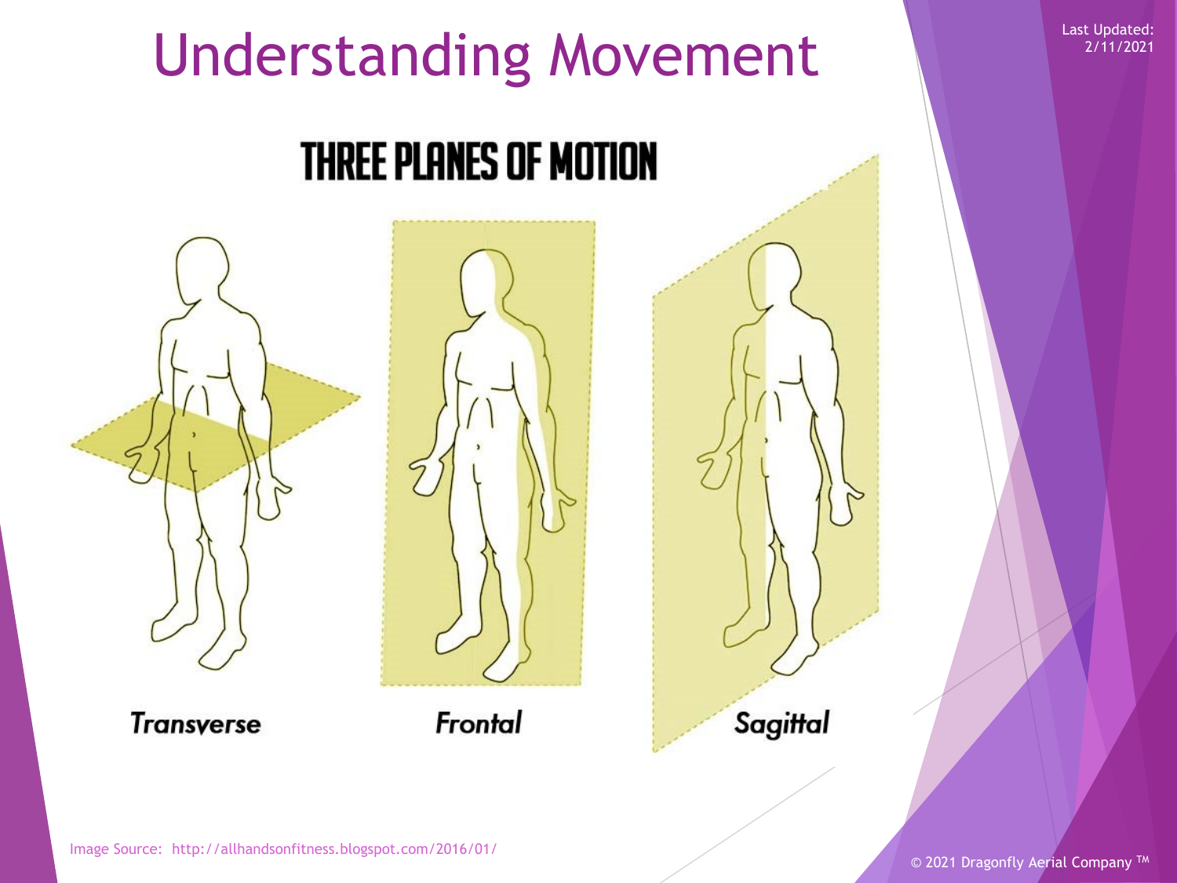# Understanding Movement

## THREE PLANES OF MOTION

Transverse

Frontal

Sagittal

Image Source: http://allhandsonfitness.blogspot.com/2016/01/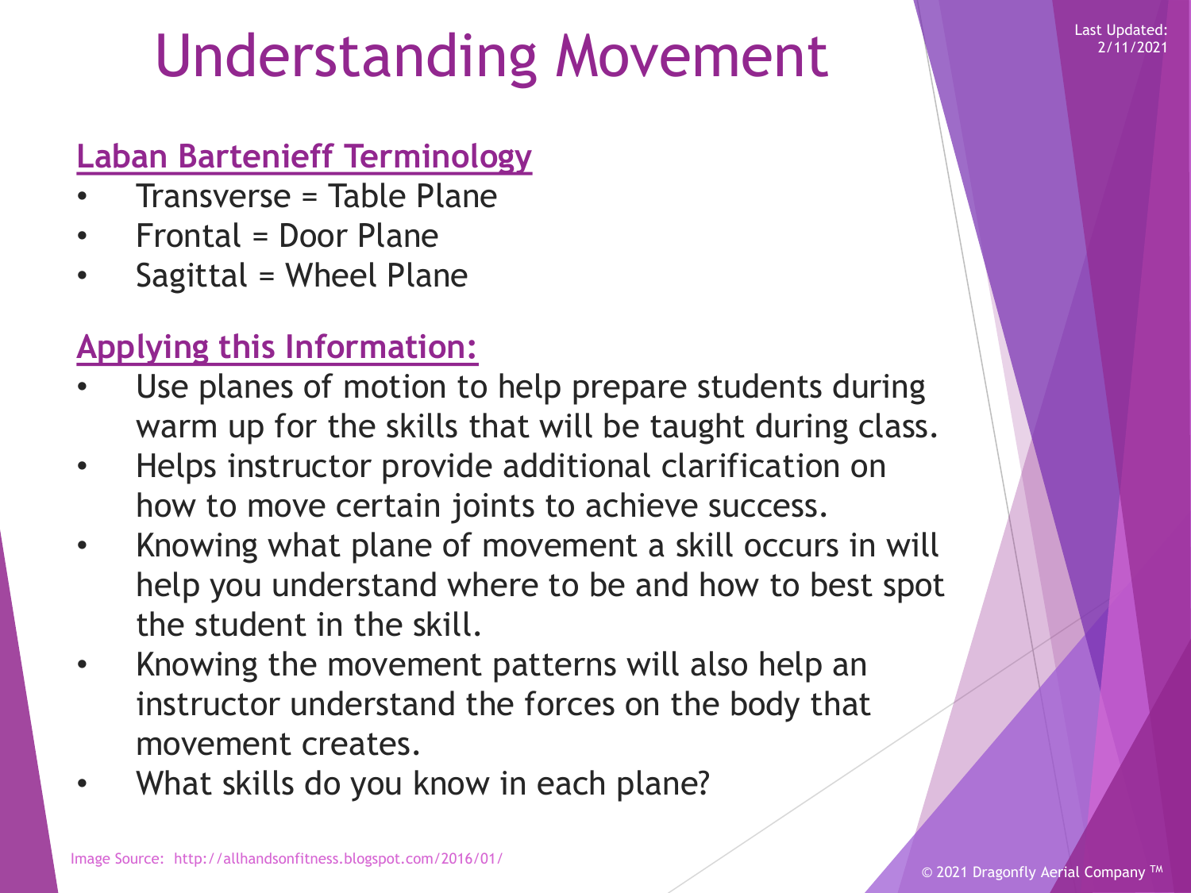# Understanding Movement

Last Updated: 2/11/2021

## Laban Bartenieff Terminology

- Transverse = Table Plane
- Frontal = Door Plane
- Sagittal = Wheel Plane

## Applying this Information:

- Use planes of motion to help prepare students during warm up for the skills that will be taught during class.
- Helps instructor provide additional clarification on how to move certain joints to achieve success.
- Knowing what plane of movement a skill occurs in will help you understand where to be and how to best spot the student in the skill.
- Knowing the movement patterns will also help an instructor understand the forces on the body that movement creates.
- What skills do you know in each plane?

Image Source: http://allhandsonfitness.blogspot.com/2016/01/

© 2021 Dragonfly Aerial Company ™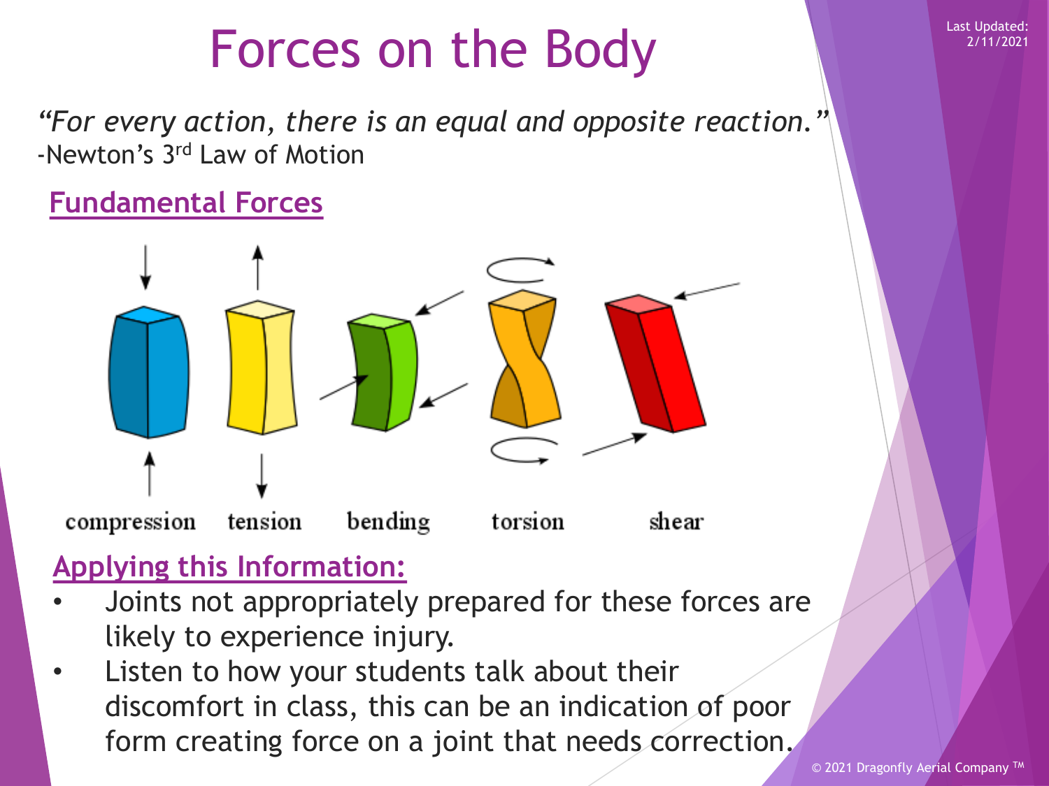# Forces on the Body

*"For every action, there is an equal and opposite reaction."*
-Newton's 3rd Law of Motion

## Fundamental Forces

compression tension bending torsion shear

## Applying this Information:

- Joints not appropriately prepared for these forces are likely to experience injury.
- Listen to how your students talk about their discomfort in class, this can be an indication of poor form creating force on a joint that needs correction.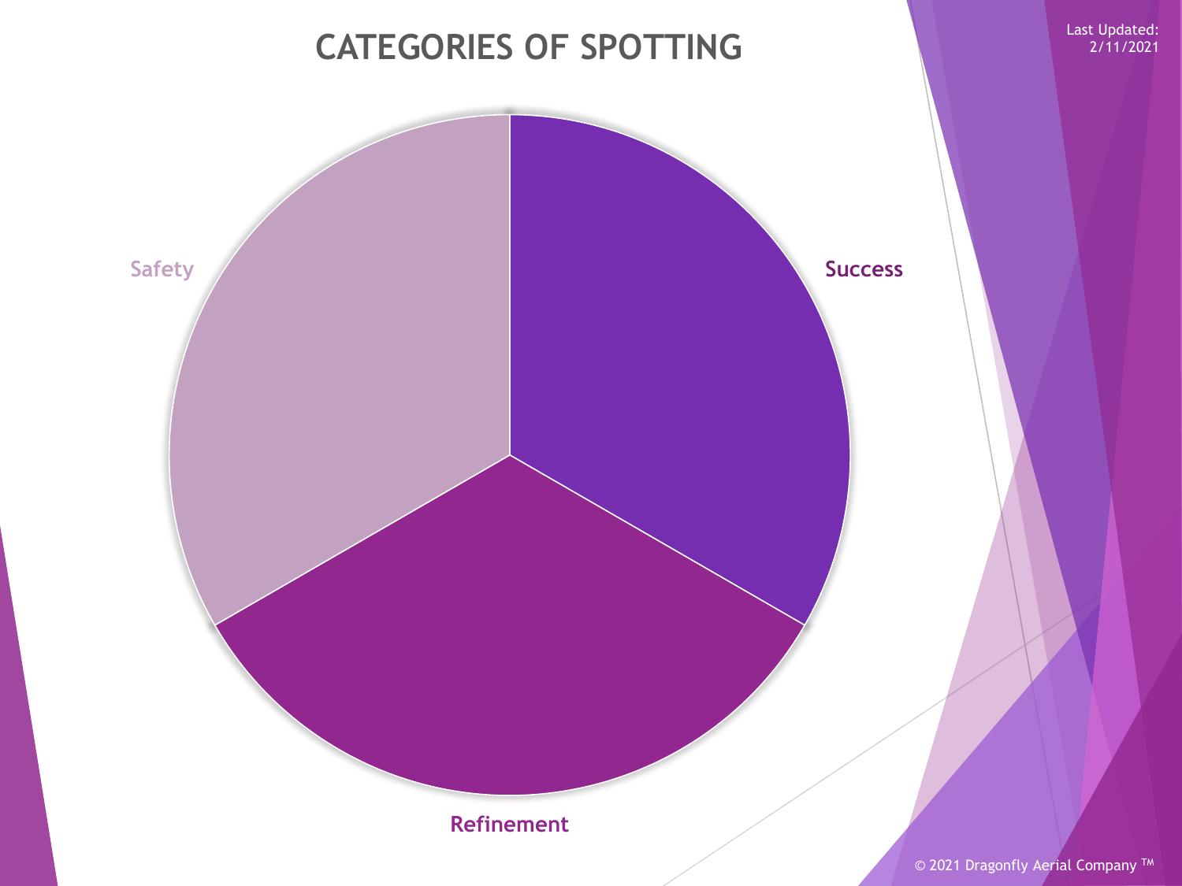# CATEGORIES OF SPOTTING

Last Updated: 2/11/2021

- Success
- Refinement
- Safety

© 2021 Dragonfly Aerial Company ™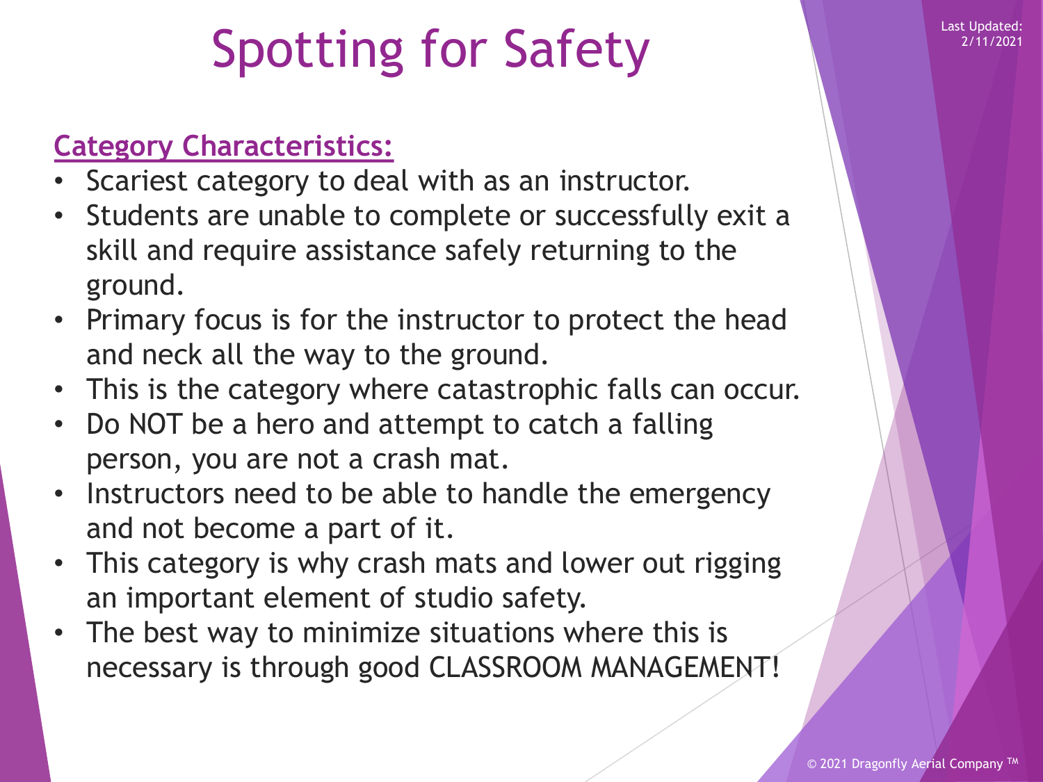# Spotting for Safety

**Category Characteristics:**

- Scariest category to deal with as an instructor.
- Students are unable to complete or successfully exit a skill and require assistance safely returning to the ground.
- Primary focus is for the instructor to protect the head and neck all the way to the ground.
- This is the category where catastrophic falls can occur.
- Do NOT be a hero and attempt to catch a falling person, you are not a crash mat.
- Instructors need to be able to handle the emergency and not become a part of it.
- This category is why crash mats and lower out rigging an important element of studio safety.
- The best way to minimize situations where this is necessary is through good CLASSROOM MANAGEMENT!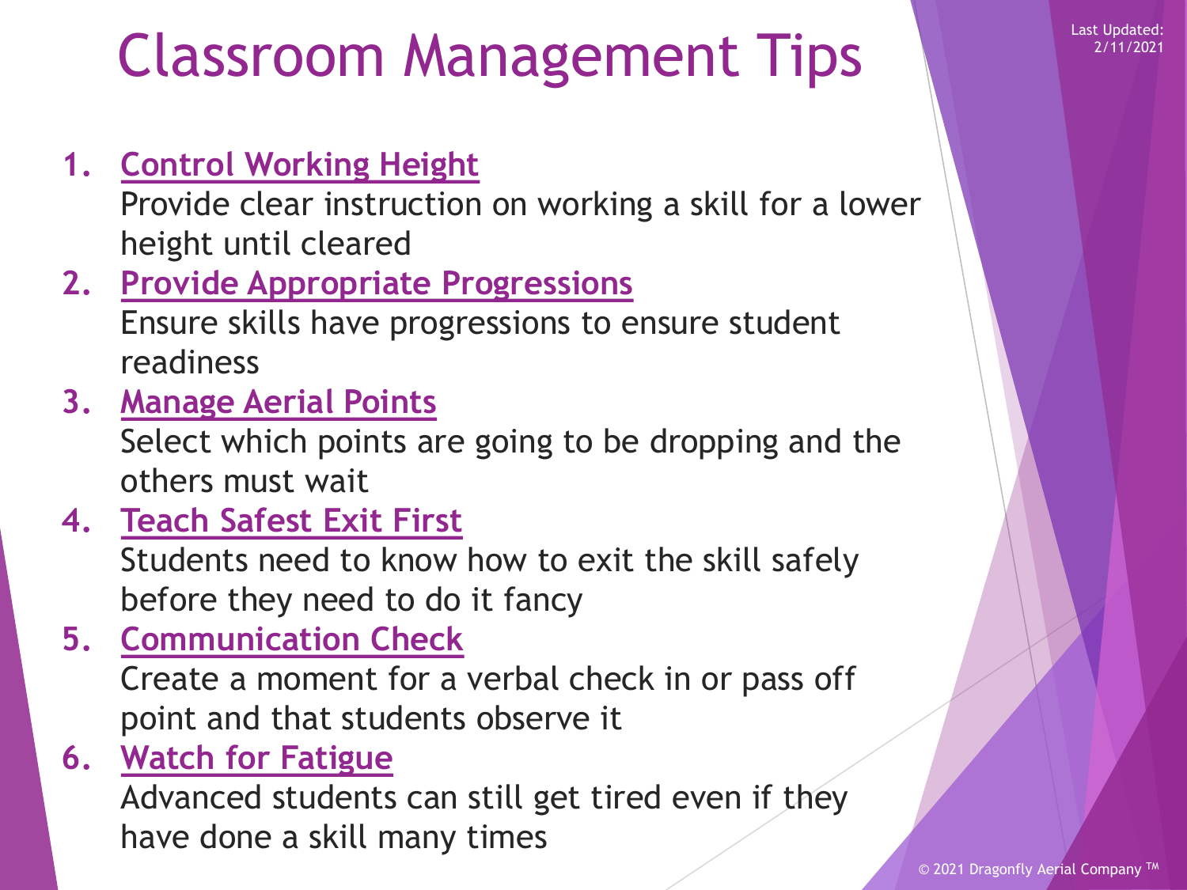# Classroom Management Tips

Last Updated: 2/11/2021

1. **Control Working Height**
   Provide clear instruction on working a skill for a lower height until cleared
2. **Provide Appropriate Progressions**
   Ensure skills have progressions to ensure student readiness
3. **Manage Aerial Points**
   Select which points are going to be dropping and the others must wait
4. **Teach Safest Exit First**
   Students need to know how to exit the skill safely before they need to do it fancy
5. **Communication Check**
   Create a moment for a verbal check in or pass off point and that students observe it
6. **Watch for Fatigue**
   Advanced students can still get tired even if they have done a skill many times

© 2021 Dragonfly Aerial Company ™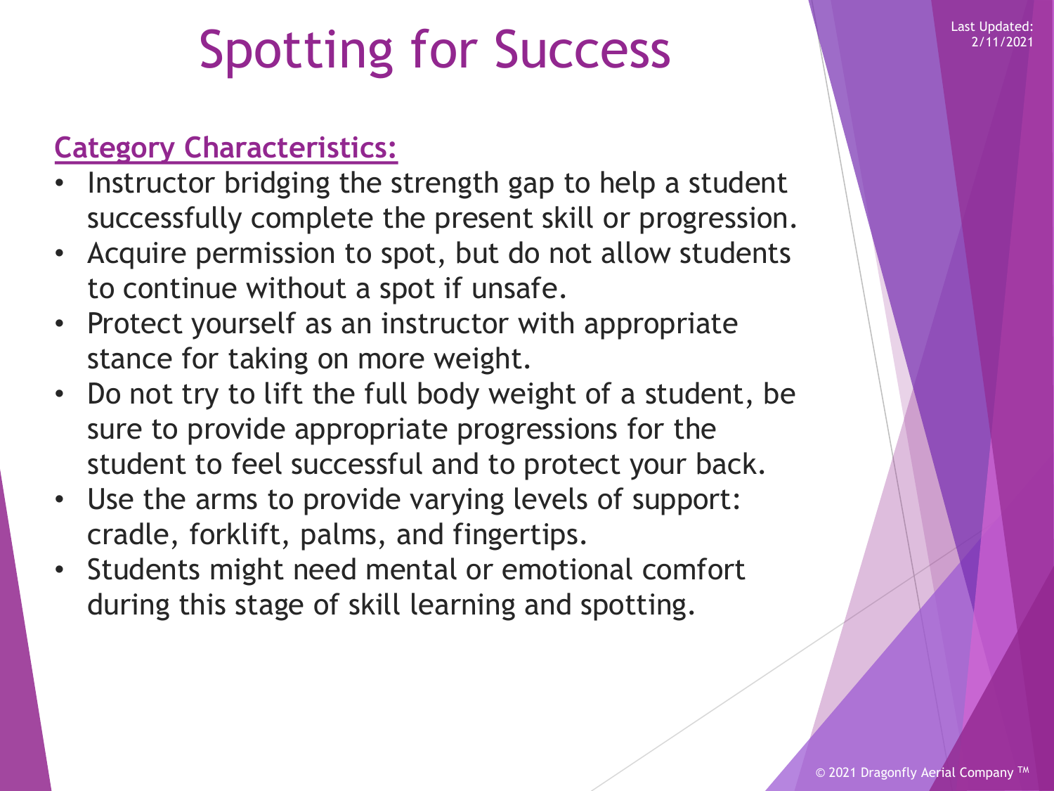# Spotting for Success

**Category Characteristics:**

- Instructor bridging the strength gap to help a student successfully complete the present skill or progression.
- Acquire permission to spot, but do not allow students to continue without a spot if unsafe.
- Protect yourself as an instructor with appropriate stance for taking on more weight.
- Do not try to lift the full body weight of a student, be sure to provide appropriate progressions for the student to feel successful and to protect your back.
- Use the arms to provide varying levels of support: cradle, forklift, palms, and fingertips.
- Students might need mental or emotional comfort during this stage of skill learning and spotting.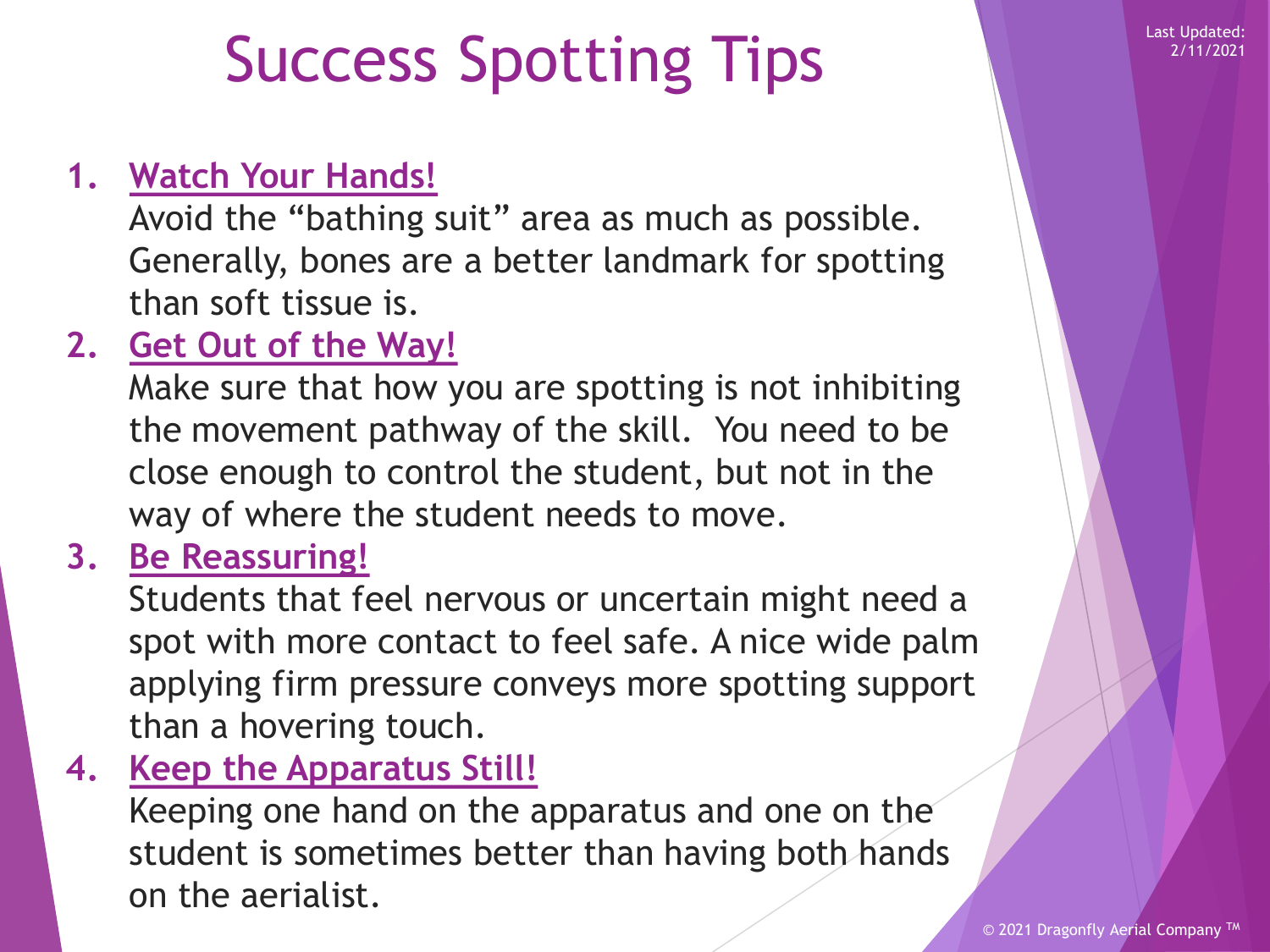# Success Spotting Tips

Last Updated: 2/11/2021

1. **Watch Your Hands!**
   Avoid the "bathing suit" area as much as possible. Generally, bones are a better landmark for spotting than soft tissue is.
2. **Get Out of the Way!**
   Make sure that how you are spotting is not inhibiting the movement pathway of the skill. You need to be close enough to control the student, but not in the way of where the student needs to move.
3. **Be Reassuring!**
   Students that feel nervous or uncertain might need a spot with more contact to feel safe. A nice wide palm applying firm pressure conveys more spotting support than a hovering touch.
4. **Keep the Apparatus Still!**
   Keeping one hand on the apparatus and one on the student is sometimes better than having both hands on the aerialist.

© 2021 Dragonfly Aerial Company ™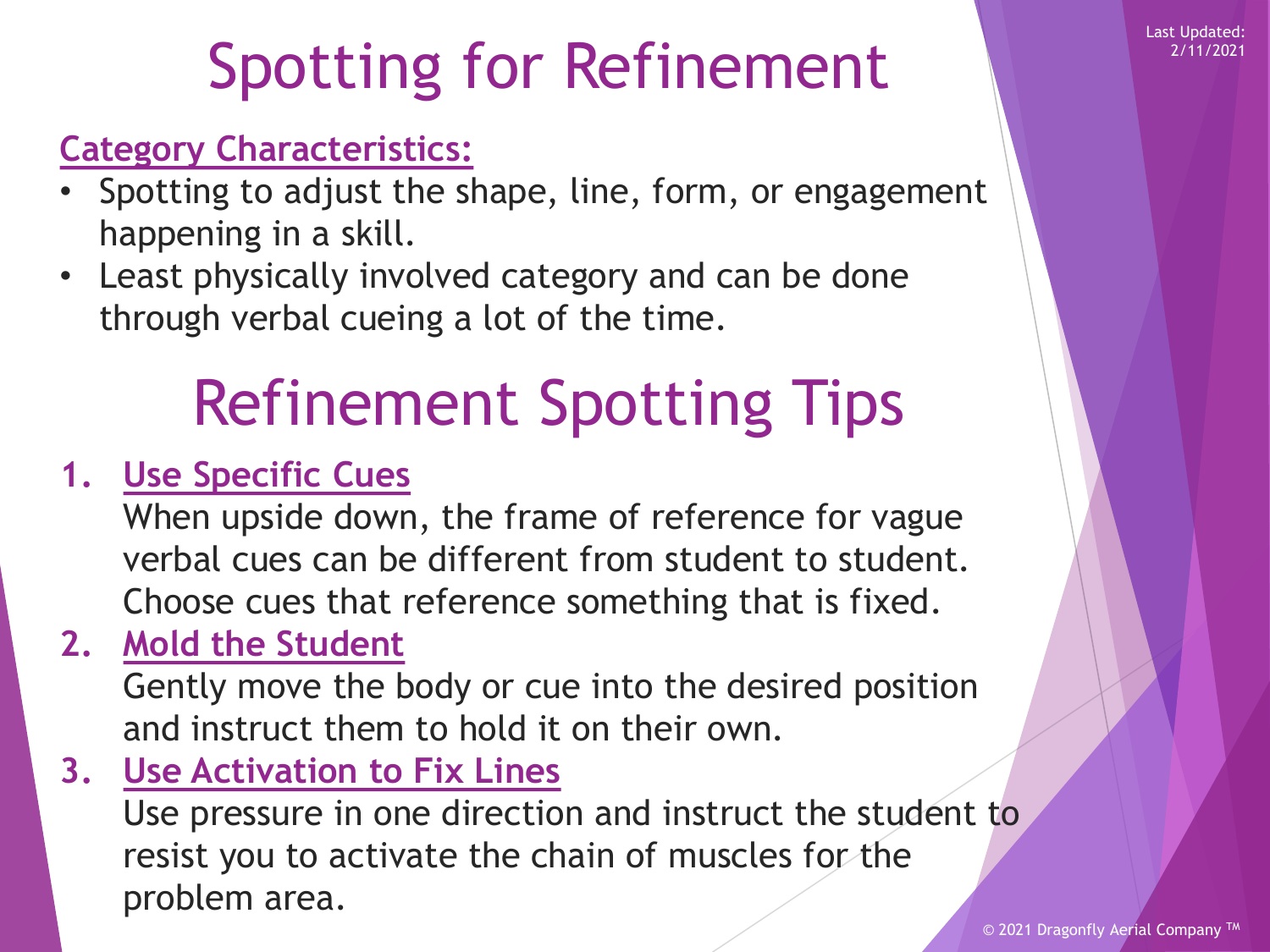# Spotting for Refinement

**Category Characteristics:**

- Spotting to adjust the shape, line, form, or engagement happening in a skill.
- Least physically involved category and can be done through verbal cueing a lot of the time.

# Refinement Spotting Tips

1. **Use Specific Cues**
   When upside down, the frame of reference for vague verbal cues can be different from student to student. Choose cues that reference something that is fixed.
2. **Mold the Student**
   Gently move the body or cue into the desired position and instruct them to hold it on their own.
3. **Use Activation to Fix Lines**
   Use pressure in one direction and instruct the student to resist you to activate the chain of muscles for the problem area.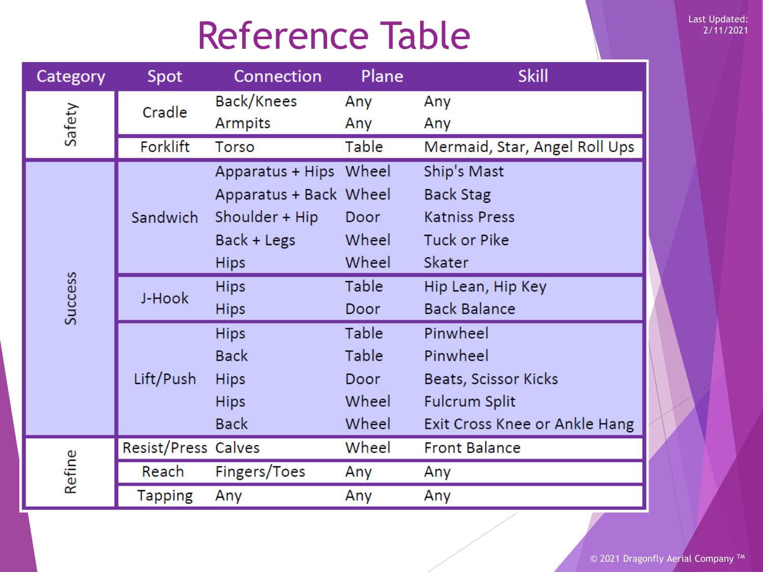# Reference Table

Last Updated: 2/11/2021

| Category | Spot | Connection | Plane | Skill |
|---|---|---|---|---|
| Safety | Cradle | Back/Knees | Any | Any |
| | | Armpits | Any | Any |
| | Forklift | Torso | Table | Mermaid, Star, Angel Roll Ups |
| Success | Sandwich | Apparatus + Hips | Wheel | Ship's Mast |
| | | Apparatus + Back | Wheel | Back Stag |
| | | Shoulder + Hip | Door | Katniss Press |
| | | Back + Legs | Wheel | Tuck or Pike |
| | | Hips | Wheel | Skater |
| | J-Hook | Hips | Table | Hip Lean, Hip Key |
| | | Hips | Door | Back Balance |
| | Lift/Push | Hips | Table | Pinwheel |
| | | Back | Table | Pinwheel |
| | | Hips | Door | Beats, Scissor Kicks |
| | | Hips | Wheel | Fulcrum Split |
| | | Back | Wheel | Exit Cross Knee or Ankle Hang |
| Refine | Resist/Press | Calves | Wheel | Front Balance |
| | Reach | Fingers/Toes | Any | Any |
| | Tapping | Any | Any | Any |

© 2021 Dragonfly Aerial Company ™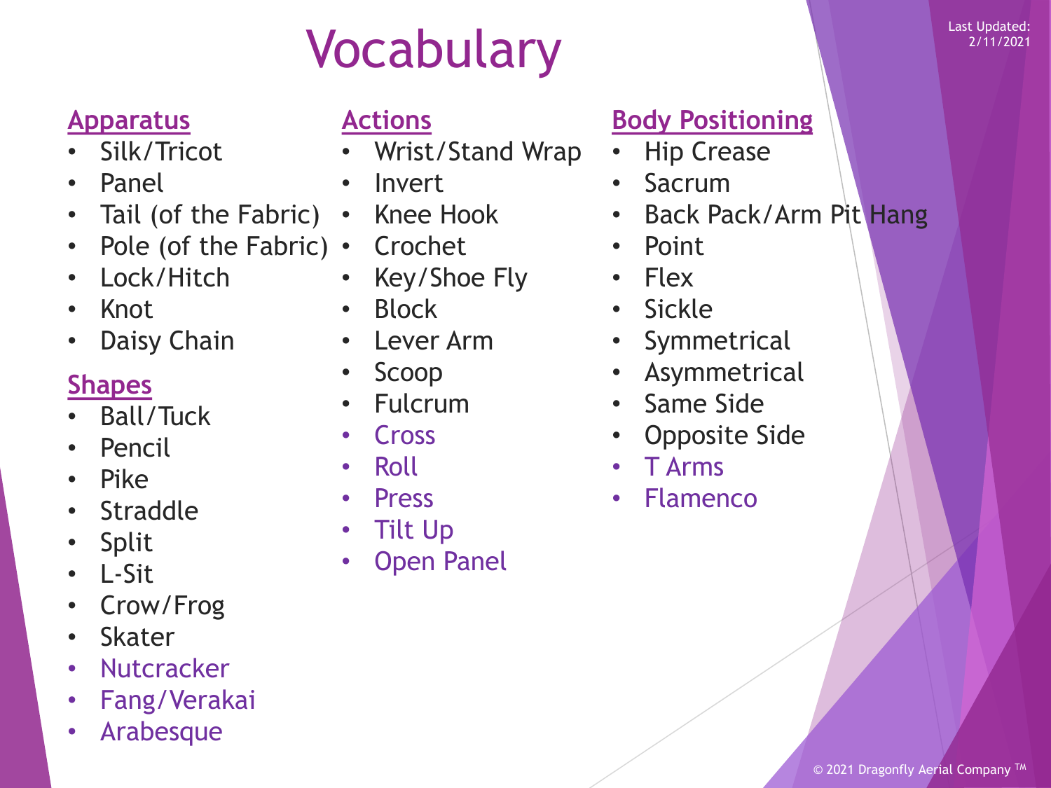# Vocabulary

Last Updated: 2/11/2021

## Apparatus

- Silk/Tricot
- Panel
- Tail (of the Fabric)
- Pole (of the Fabric)
- Lock/Hitch
- Knot
- Daisy Chain

## Shapes

- Ball/Tuck
- Pencil
- Pike
- Straddle
- Split
- L-Sit
- Crow/Frog
- Skater
- Nutcracker
- Fang/Verakai
- Arabesque

## Actions

- Wrist/Stand Wrap
- Invert
- Knee Hook
- Crochet
- Key/Shoe Fly
- Block
- Lever Arm
- Scoop
- Fulcrum
- Cross
- Roll
- Press
- Tilt Up
- Open Panel

## Body Positioning

- Hip Crease
- Sacrum
- Back Pack/Arm Pit Hang
- Point
- Flex
- Sickle
- Symmetrical
- Asymmetrical
- Same Side
- Opposite Side
- T Arms
- Flamenco

© 2021 Dragonfly Aerial Company ™